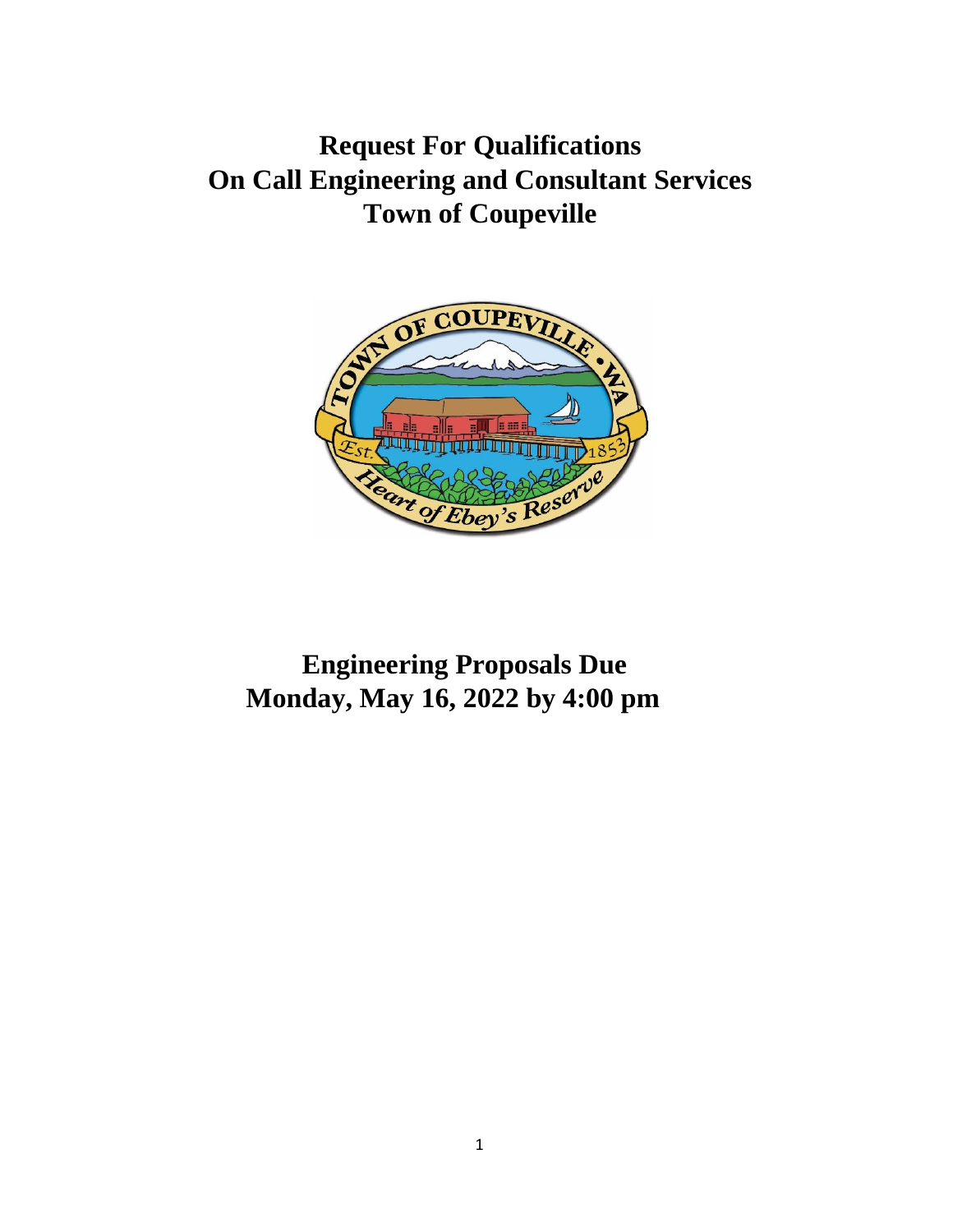# Request For Qualifications
# On Call Engineering and Consultant Services
# Town of Coupeville

## Engineering Proposals Due
## Monday, May 16, 2022 by 4:00 pm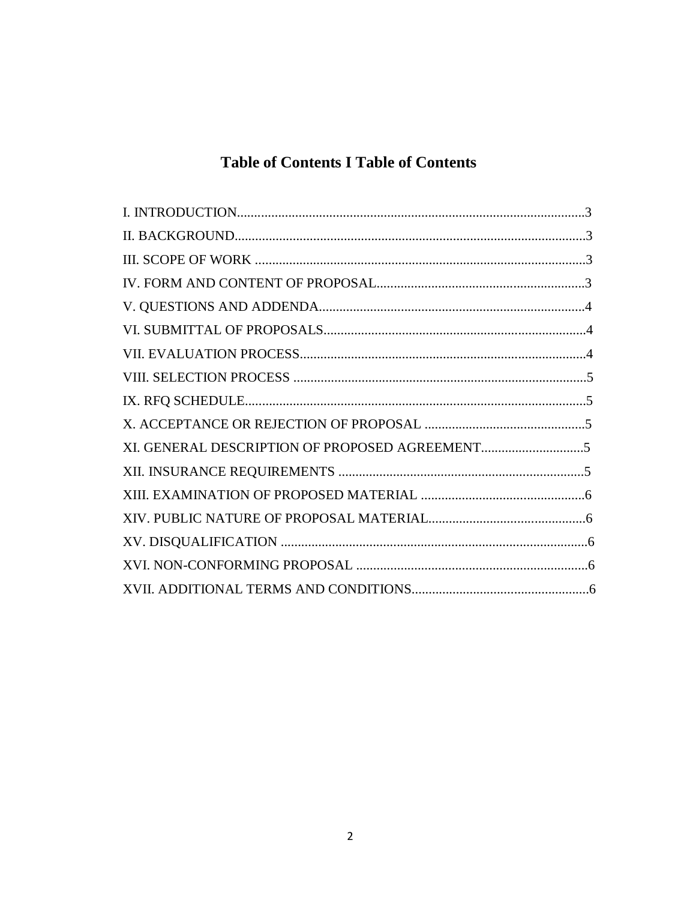# Table of Contents I Table of Contents

I. INTRODUCTION......................................................................................................3
II. BACKGROUND.......................................................................................................3
III. SCOPE OF WORK .................................................................................................3
IV. FORM AND CONTENT OF PROPOSAL.............................................................3
V. QUESTIONS AND ADDENDA..............................................................................4
VI. SUBMITTAL OF PROPOSALS.............................................................................4
VII. EVALUATION PROCESS....................................................................................4
VIII. SELECTION PROCESS ......................................................................................5
IX. RFQ SCHEDULE....................................................................................................5
X. ACCEPTANCE OR REJECTION OF PROPOSAL ...............................................5
XI. GENERAL DESCRIPTION OF PROPOSED AGREEMENT..............................5
XII. INSURANCE REQUIREMENTS ........................................................................5
XIII. EXAMINATION OF PROPOSED MATERIAL ................................................6
XIV. PUBLIC NATURE OF PROPOSAL MATERIAL..............................................6
XV. DISQUALIFICATION ..........................................................................................6
XVI. NON-CONFORMING PROPOSAL ....................................................................6
XVII. ADDITIONAL TERMS AND CONDITIONS....................................................6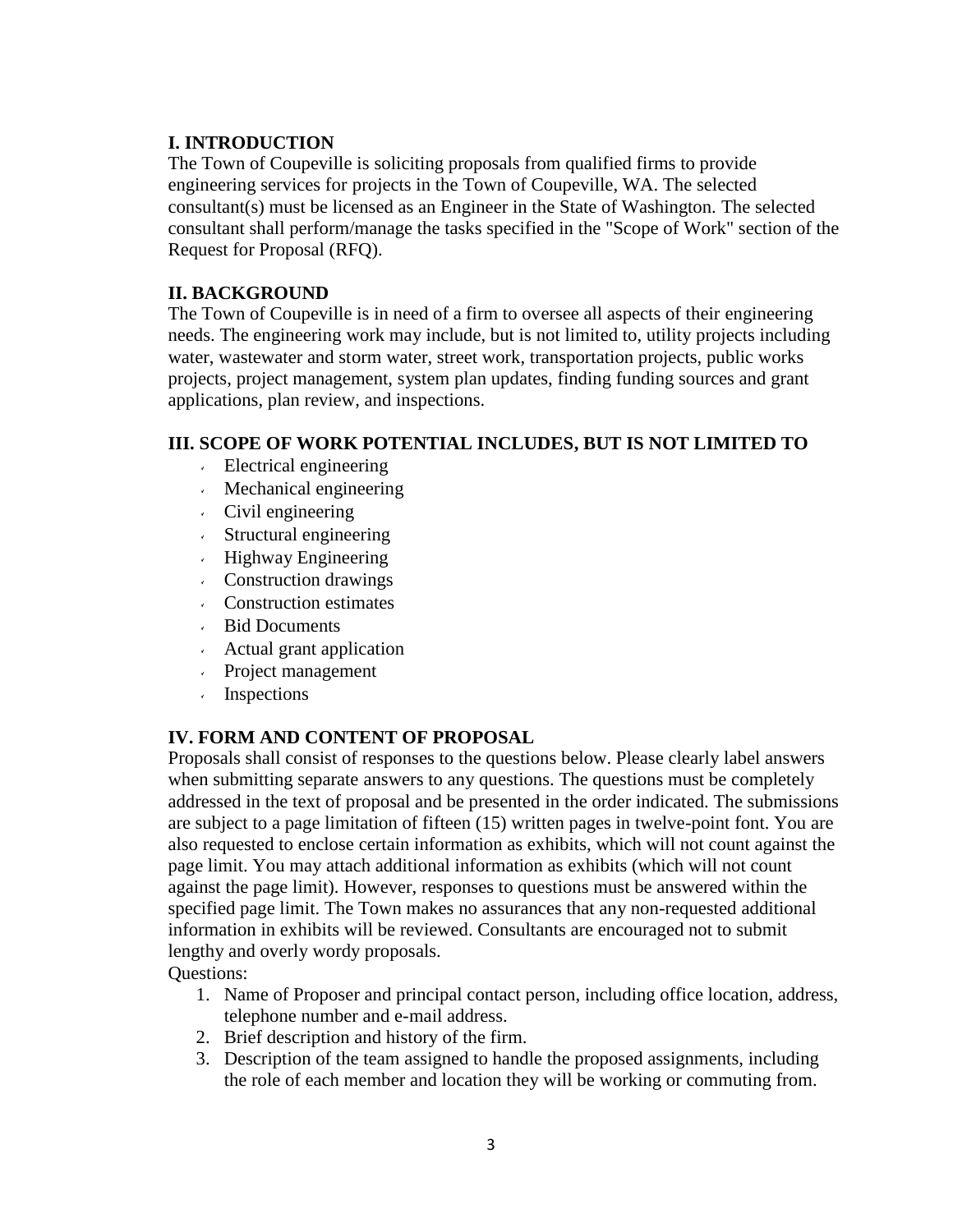## I. INTRODUCTION

The Town of Coupeville is soliciting proposals from qualified firms to provide engineering services for projects in the Town of Coupeville, WA. The selected consultant(s) must be licensed as an Engineer in the State of Washington. The selected consultant shall perform/manage the tasks specified in the "Scope of Work" section of the Request for Proposal (RFQ).

## II. BACKGROUND

The Town of Coupeville is in need of a firm to oversee all aspects of their engineering needs. The engineering work may include, but is not limited to, utility projects including water, wastewater and storm water, street work, transportation projects, public works projects, project management, system plan updates, finding funding sources and grant applications, plan review, and inspections.

## III. SCOPE OF WORK POTENTIAL INCLUDES, BUT IS NOT LIMITED TO

- Electrical engineering
- Mechanical engineering
- Civil engineering
- Structural engineering
- Highway Engineering
- Construction drawings
- Construction estimates
- Bid Documents
- Actual grant application
- Project management
- Inspections

## IV. FORM AND CONTENT OF PROPOSAL

Proposals shall consist of responses to the questions below. Please clearly label answers when submitting separate answers to any questions. The questions must be completely addressed in the text of proposal and be presented in the order indicated. The submissions are subject to a page limitation of fifteen (15) written pages in twelve-point font. You are also requested to enclose certain information as exhibits, which will not count against the page limit. You may attach additional information as exhibits (which will not count against the page limit). However, responses to questions must be answered within the specified page limit. The Town makes no assurances that any non-requested additional information in exhibits will be reviewed. Consultants are encouraged not to submit lengthy and overly wordy proposals.

Questions:

1. Name of Proposer and principal contact person, including office location, address, telephone number and e-mail address.
2. Brief description and history of the firm.
3. Description of the team assigned to handle the proposed assignments, including the role of each member and location they will be working or commuting from.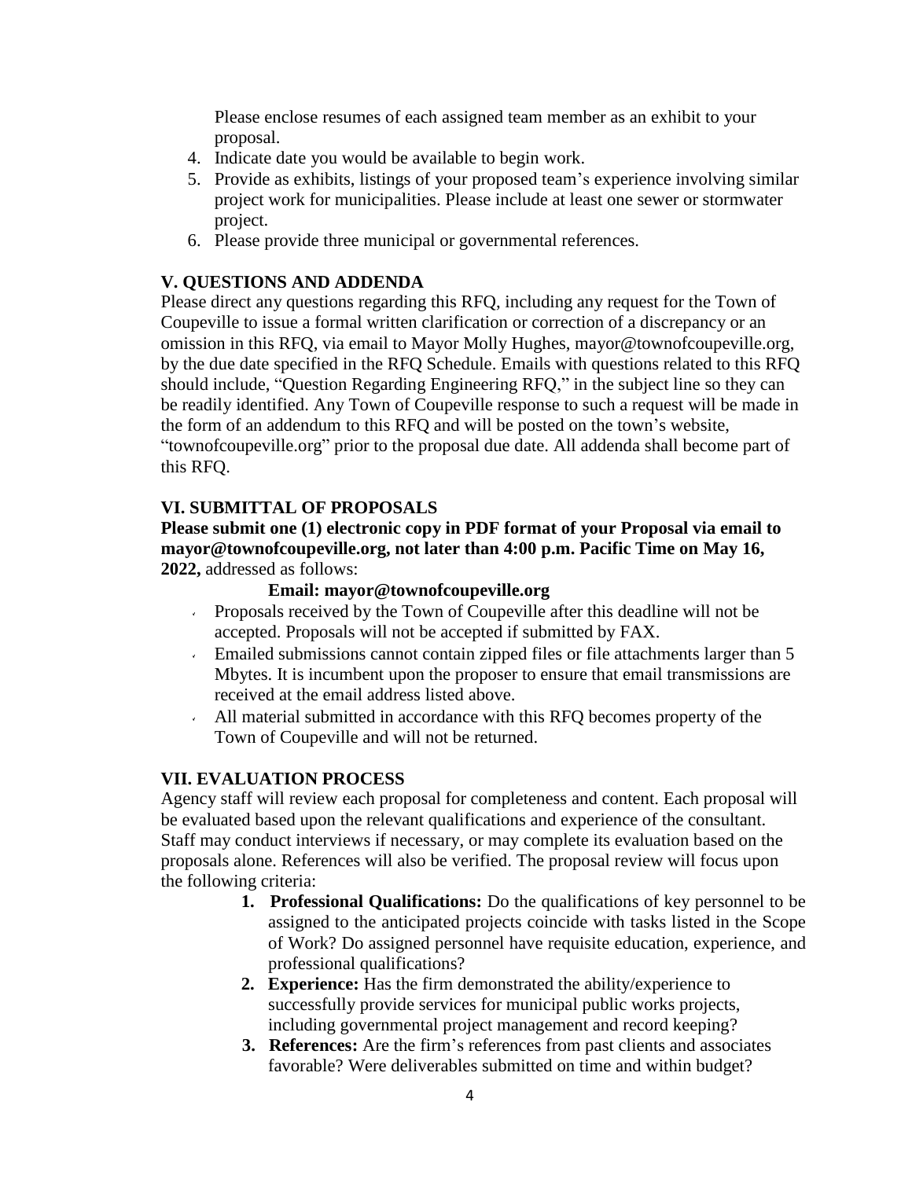Please enclose resumes of each assigned team member as an exhibit to your proposal.

4. Indicate date you would be available to begin work.
5. Provide as exhibits, listings of your proposed team's experience involving similar project work for municipalities. Please include at least one sewer or stormwater project.
6. Please provide three municipal or governmental references.

## V. QUESTIONS AND ADDENDA

Please direct any questions regarding this RFQ, including any request for the Town of Coupeville to issue a formal written clarification or correction of a discrepancy or an omission in this RFQ, via email to Mayor Molly Hughes, mayor@townofcoupeville.org, by the due date specified in the RFQ Schedule. Emails with questions related to this RFQ should include, "Question Regarding Engineering RFQ," in the subject line so they can be readily identified. Any Town of Coupeville response to such a request will be made in the form of an addendum to this RFQ and will be posted on the town's website, "townofcoupeville.org" prior to the proposal due date. All addenda shall become part of this RFQ.

## VI. SUBMITTAL OF PROPOSALS

**Please submit one (1) electronic copy in PDF format of your Proposal via email to mayor@townofcoupeville.org, not later than 4:00 p.m. Pacific Time on May 16, 2022,** addressed as follows:

**Email: mayor@townofcoupeville.org**

- Proposals received by the Town of Coupeville after this deadline will not be accepted. Proposals will not be accepted if submitted by FAX.
- Emailed submissions cannot contain zipped files or file attachments larger than 5 Mbytes. It is incumbent upon the proposer to ensure that email transmissions are received at the email address listed above.
- All material submitted in accordance with this RFQ becomes property of the Town of Coupeville and will not be returned.

## VII. EVALUATION PROCESS

Agency staff will review each proposal for completeness and content. Each proposal will be evaluated based upon the relevant qualifications and experience of the consultant. Staff may conduct interviews if necessary, or may complete its evaluation based on the proposals alone. References will also be verified. The proposal review will focus upon the following criteria:

1. **Professional Qualifications:** Do the qualifications of key personnel to be assigned to the anticipated projects coincide with tasks listed in the Scope of Work? Do assigned personnel have requisite education, experience, and professional qualifications?
2. **Experience:** Has the firm demonstrated the ability/experience to successfully provide services for municipal public works projects, including governmental project management and record keeping?
3. **References:** Are the firm's references from past clients and associates favorable? Were deliverables submitted on time and within budget?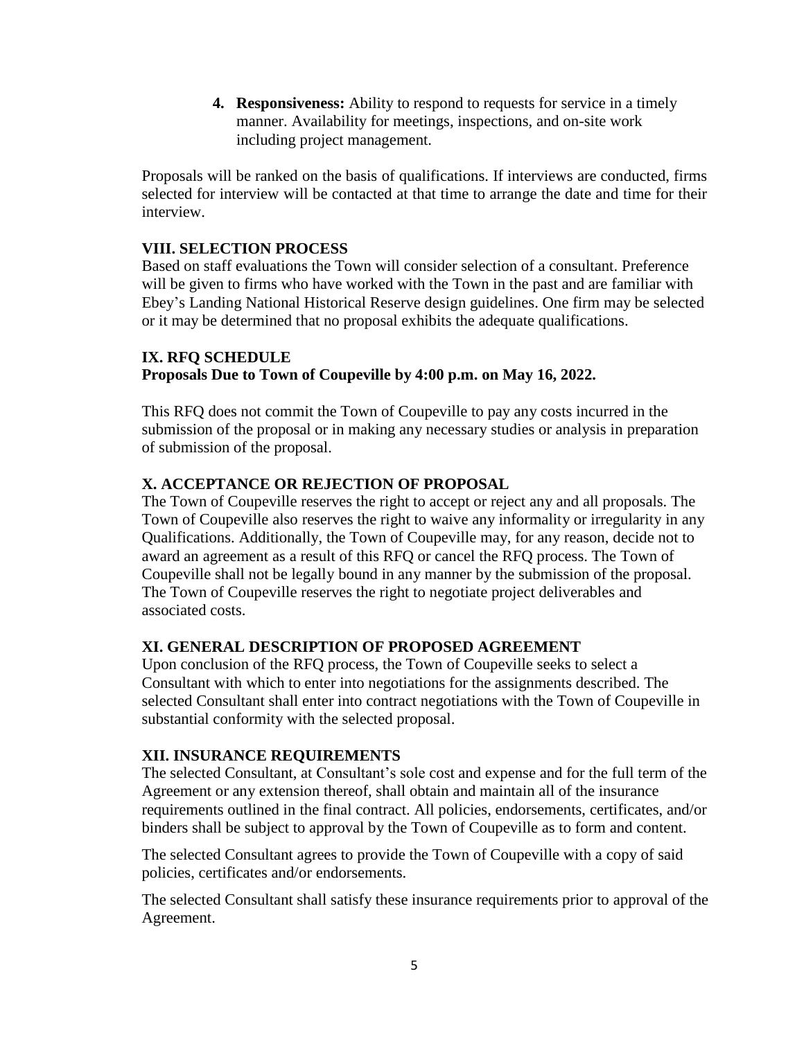4. **Responsiveness:** Ability to respond to requests for service in a timely manner. Availability for meetings, inspections, and on-site work including project management.

Proposals will be ranked on the basis of qualifications. If interviews are conducted, firms selected for interview will be contacted at that time to arrange the date and time for their interview.

## VIII. SELECTION PROCESS

Based on staff evaluations the Town will consider selection of a consultant. Preference will be given to firms who have worked with the Town in the past and are familiar with Ebey's Landing National Historical Reserve design guidelines. One firm may be selected or it may be determined that no proposal exhibits the adequate qualifications.

## IX. RFQ SCHEDULE

**Proposals Due to Town of Coupeville by 4:00 p.m. on May 16, 2022.**

This RFQ does not commit the Town of Coupeville to pay any costs incurred in the submission of the proposal or in making any necessary studies or analysis in preparation of submission of the proposal.

## X. ACCEPTANCE OR REJECTION OF PROPOSAL

The Town of Coupeville reserves the right to accept or reject any and all proposals. The Town of Coupeville also reserves the right to waive any informality or irregularity in any Qualifications. Additionally, the Town of Coupeville may, for any reason, decide not to award an agreement as a result of this RFQ or cancel the RFQ process. The Town of Coupeville shall not be legally bound in any manner by the submission of the proposal. The Town of Coupeville reserves the right to negotiate project deliverables and associated costs.

## XI. GENERAL DESCRIPTION OF PROPOSED AGREEMENT

Upon conclusion of the RFQ process, the Town of Coupeville seeks to select a Consultant with which to enter into negotiations for the assignments described. The selected Consultant shall enter into contract negotiations with the Town of Coupeville in substantial conformity with the selected proposal.

## XII. INSURANCE REQUIREMENTS

The selected Consultant, at Consultant's sole cost and expense and for the full term of the Agreement or any extension thereof, shall obtain and maintain all of the insurance requirements outlined in the final contract. All policies, endorsements, certificates, and/or binders shall be subject to approval by the Town of Coupeville as to form and content.

The selected Consultant agrees to provide the Town of Coupeville with a copy of said policies, certificates and/or endorsements.

The selected Consultant shall satisfy these insurance requirements prior to approval of the Agreement.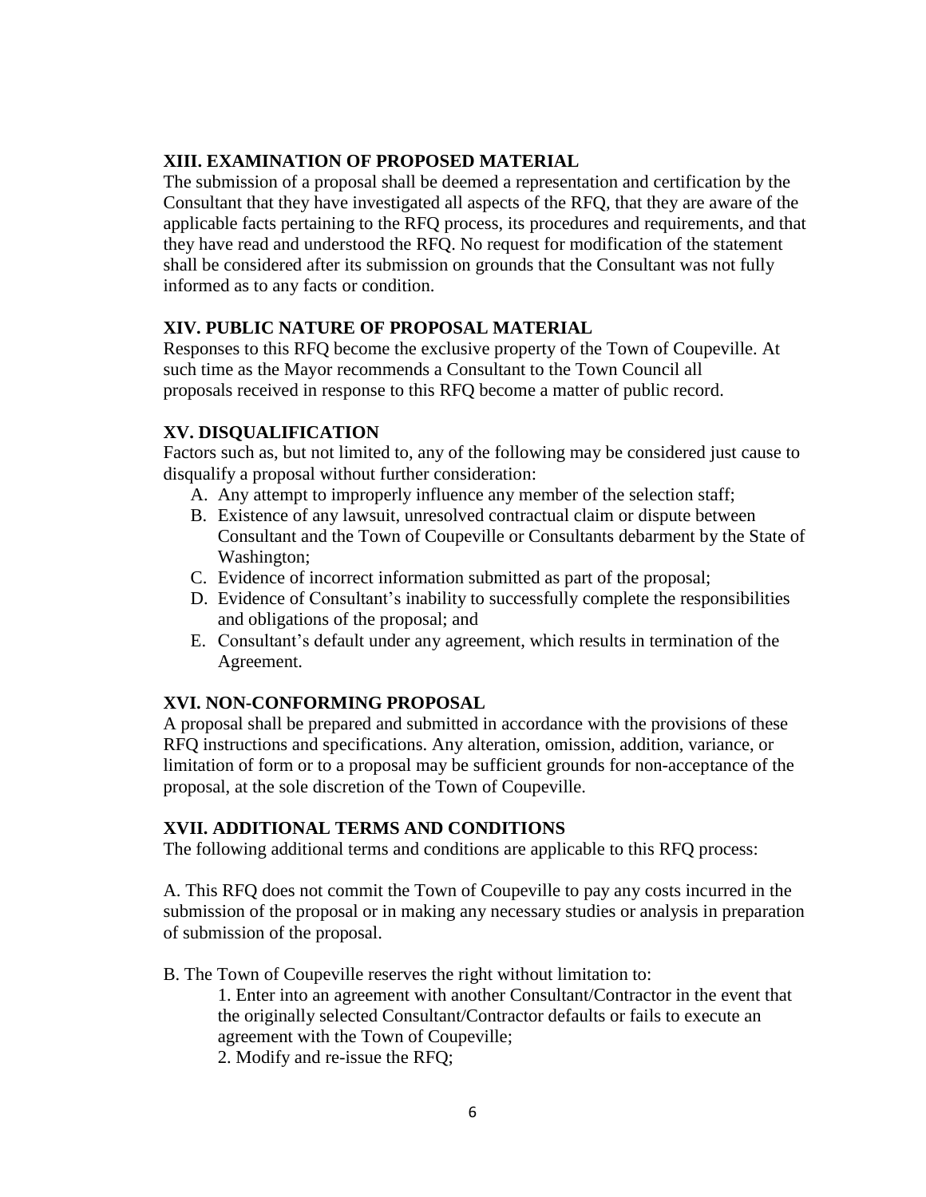## XIII. EXAMINATION OF PROPOSED MATERIAL

The submission of a proposal shall be deemed a representation and certification by the Consultant that they have investigated all aspects of the RFQ, that they are aware of the applicable facts pertaining to the RFQ process, its procedures and requirements, and that they have read and understood the RFQ. No request for modification of the statement shall be considered after its submission on grounds that the Consultant was not fully informed as to any facts or condition.

## XIV. PUBLIC NATURE OF PROPOSAL MATERIAL

Responses to this RFQ become the exclusive property of the Town of Coupeville. At such time as the Mayor recommends a Consultant to the Town Council all proposals received in response to this RFQ become a matter of public record.

## XV. DISQUALIFICATION

Factors such as, but not limited to, any of the following may be considered just cause to disqualify a proposal without further consideration:

A. Any attempt to improperly influence any member of the selection staff;
B. Existence of any lawsuit, unresolved contractual claim or dispute between Consultant and the Town of Coupeville or Consultants debarment by the State of Washington;
C. Evidence of incorrect information submitted as part of the proposal;
D. Evidence of Consultant's inability to successfully complete the responsibilities and obligations of the proposal; and
E. Consultant's default under any agreement, which results in termination of the Agreement.

## XVI. NON-CONFORMING PROPOSAL

A proposal shall be prepared and submitted in accordance with the provisions of these RFQ instructions and specifications. Any alteration, omission, addition, variance, or limitation of form or to a proposal may be sufficient grounds for non-acceptance of the proposal, at the sole discretion of the Town of Coupeville.

## XVII. ADDITIONAL TERMS AND CONDITIONS

The following additional terms and conditions are applicable to this RFQ process:

A. This RFQ does not commit the Town of Coupeville to pay any costs incurred in the submission of the proposal or in making any necessary studies or analysis in preparation of submission of the proposal.

B. The Town of Coupeville reserves the right without limitation to:

1. Enter into an agreement with another Consultant/Contractor in the event that the originally selected Consultant/Contractor defaults or fails to execute an agreement with the Town of Coupeville;
2. Modify and re-issue the RFQ;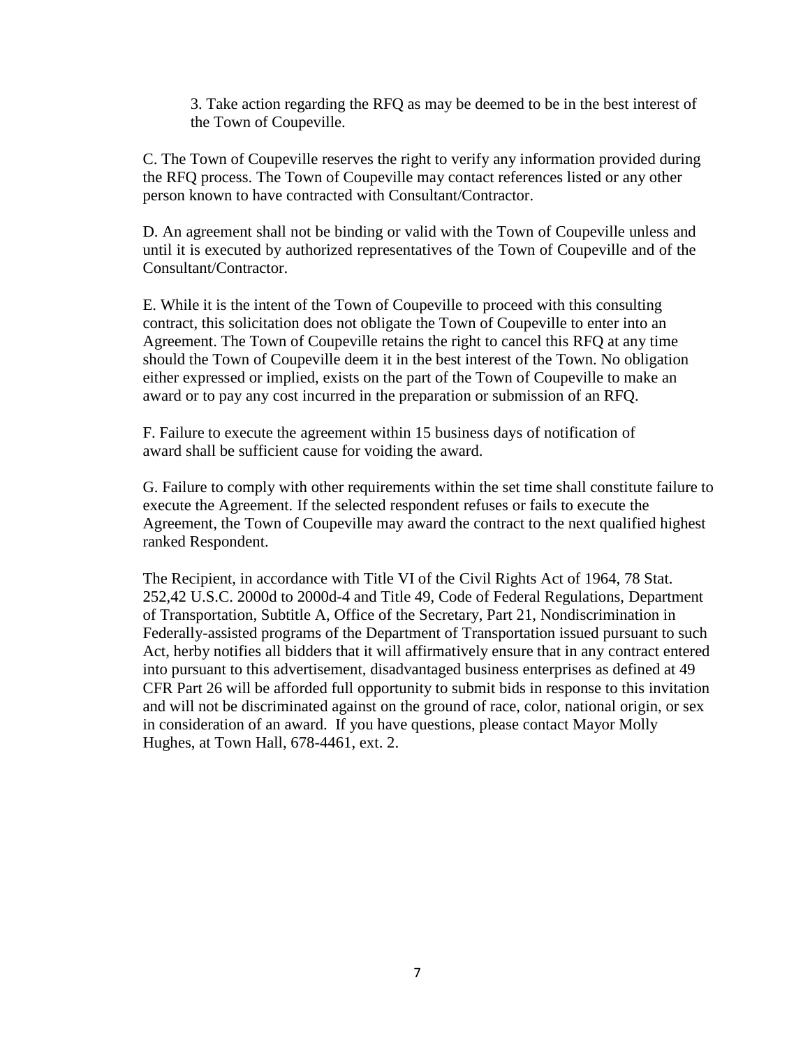3. Take action regarding the RFQ as may be deemed to be in the best interest of the Town of Coupeville.

C. The Town of Coupeville reserves the right to verify any information provided during the RFQ process. The Town of Coupeville may contact references listed or any other person known to have contracted with Consultant/Contractor.

D. An agreement shall not be binding or valid with the Town of Coupeville unless and until it is executed by authorized representatives of the Town of Coupeville and of the Consultant/Contractor.

E. While it is the intent of the Town of Coupeville to proceed with this consulting contract, this solicitation does not obligate the Town of Coupeville to enter into an Agreement. The Town of Coupeville retains the right to cancel this RFQ at any time should the Town of Coupeville deem it in the best interest of the Town. No obligation either expressed or implied, exists on the part of the Town of Coupeville to make an award or to pay any cost incurred in the preparation or submission of an RFQ.

F. Failure to execute the agreement within 15 business days of notification of award shall be sufficient cause for voiding the award.

G. Failure to comply with other requirements within the set time shall constitute failure to execute the Agreement. If the selected respondent refuses or fails to execute the Agreement, the Town of Coupeville may award the contract to the next qualified highest ranked Respondent.

The Recipient, in accordance with Title VI of the Civil Rights Act of 1964, 78 Stat. 252,42 U.S.C. 2000d to 2000d-4 and Title 49, Code of Federal Regulations, Department of Transportation, Subtitle A, Office of the Secretary, Part 21, Nondiscrimination in Federally-assisted programs of the Department of Transportation issued pursuant to such Act, herby notifies all bidders that it will affirmatively ensure that in any contract entered into pursuant to this advertisement, disadvantaged business enterprises as defined at 49 CFR Part 26 will be afforded full opportunity to submit bids in response to this invitation and will not be discriminated against on the ground of race, color, national origin, or sex in consideration of an award. If you have questions, please contact Mayor Molly Hughes, at Town Hall, 678-4461, ext. 2.